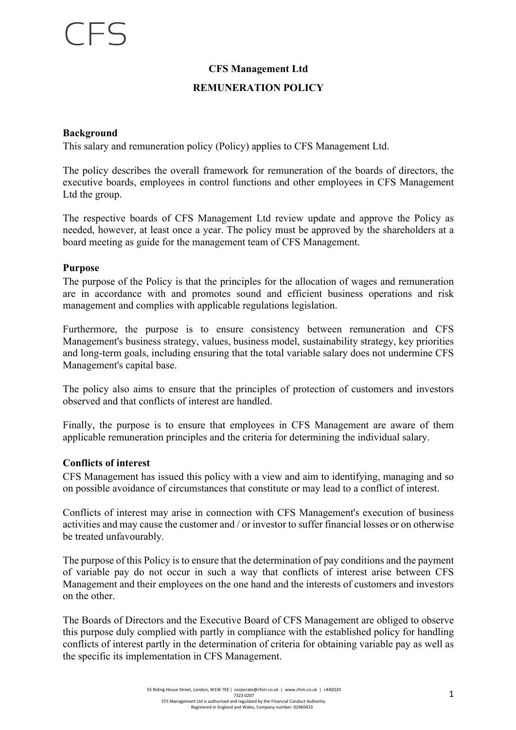CFS

**CFS Management Ltd**

**REMUNERATION POLICY**

## Background

This salary and remuneration policy (Policy) applies to CFS Management Ltd.

The policy describes the overall framework for remuneration of the boards of directors, the executive boards, employees in control functions and other employees in CFS Management Ltd the group.

The respective boards of CFS Management Ltd review update and approve the Policy as needed, however, at least once a year. The policy must be approved by the shareholders at a board meeting as guide for the management team of CFS Management.

## Purpose

The purpose of the Policy is that the principles for the allocation of wages and remuneration are in accordance with and promotes sound and efficient business operations and risk management and complies with applicable regulations legislation.

Furthermore, the purpose is to ensure consistency between remuneration and CFS Management's business strategy, values, business model, sustainability strategy, key priorities and long-term goals, including ensuring that the total variable salary does not undermine CFS Management's capital base.

The policy also aims to ensure that the principles of protection of customers and investors observed and that conflicts of interest are handled.

Finally, the purpose is to ensure that employees in CFS Management are aware of them applicable remuneration principles and the criteria for determining the individual salary.

## Conflicts of interest

CFS Management has issued this policy with a view and aim to identifying, managing and so on possible avoidance of circumstances that constitute or may lead to a conflict of interest.

Conflicts of interest may arise in connection with CFS Management's execution of business activities and may cause the customer and / or investor to suffer financial losses or on otherwise be treated unfavourably.

The purpose of this Policy is to ensure that the determination of pay conditions and the payment of variable pay do not occur in such a way that conflicts of interest arise between CFS Management and their employees on the one hand and the interests of customers and investors on the other.

The Boards of Directors and the Executive Board of CFS Management are obliged to observe this purpose duly complied with partly in compliance with the established policy for handling conflicts of interest partly in the determination of criteria for obtaining variable pay as well as the specific its implementation in CFS Management.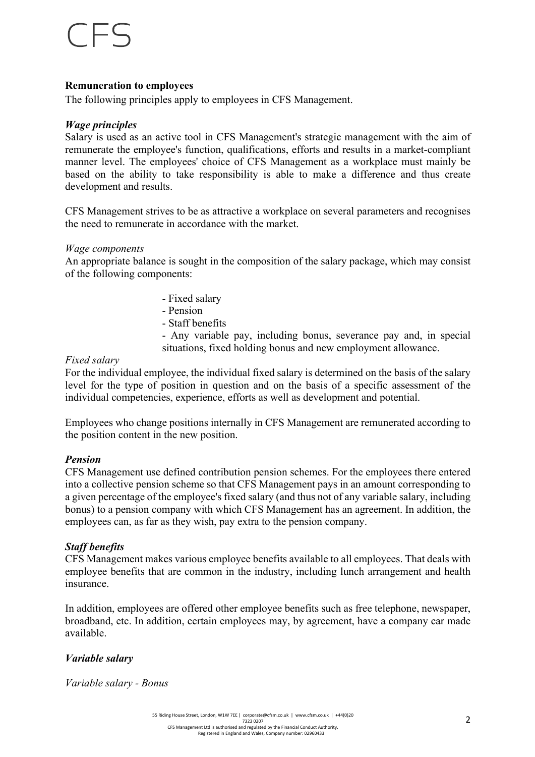**Remuneration to employees**

The following principles apply to employees in CFS Management.

***Wage principles***

Salary is used as an active tool in CFS Management's strategic management with the aim of remunerate the employee's function, qualifications, efforts and results in a market-compliant manner level. The employees' choice of CFS Management as a workplace must mainly be based on the ability to take responsibility is able to make a difference and thus create development and results.

CFS Management strives to be as attractive a workplace on several parameters and recognises the need to remunerate in accordance with the market.

*Wage components*

An appropriate balance is sought in the composition of the salary package, which may consist of the following components:

- Fixed salary
- Pension
- Staff benefits
- Any variable pay, including bonus, severance pay and, in special situations, fixed holding bonus and new employment allowance.

*Fixed salary*

For the individual employee, the individual fixed salary is determined on the basis of the salary level for the type of position in question and on the basis of a specific assessment of the individual competencies, experience, efforts as well as development and potential.

Employees who change positions internally in CFS Management are remunerated according to the position content in the new position.

***Pension***

CFS Management use defined contribution pension schemes. For the employees there entered into a collective pension scheme so that CFS Management pays in an amount corresponding to a given percentage of the employee's fixed salary (and thus not of any variable salary, including bonus) to a pension company with which CFS Management has an agreement. In addition, the employees can, as far as they wish, pay extra to the pension company.

***Staff benefits***

CFS Management makes various employee benefits available to all employees. That deals with employee benefits that are common in the industry, including lunch arrangement and health insurance.

In addition, employees are offered other employee benefits such as free telephone, newspaper, broadband, etc. In addition, certain employees may, by agreement, have a company car made available.

***Variable salary***

*Variable salary - Bonus*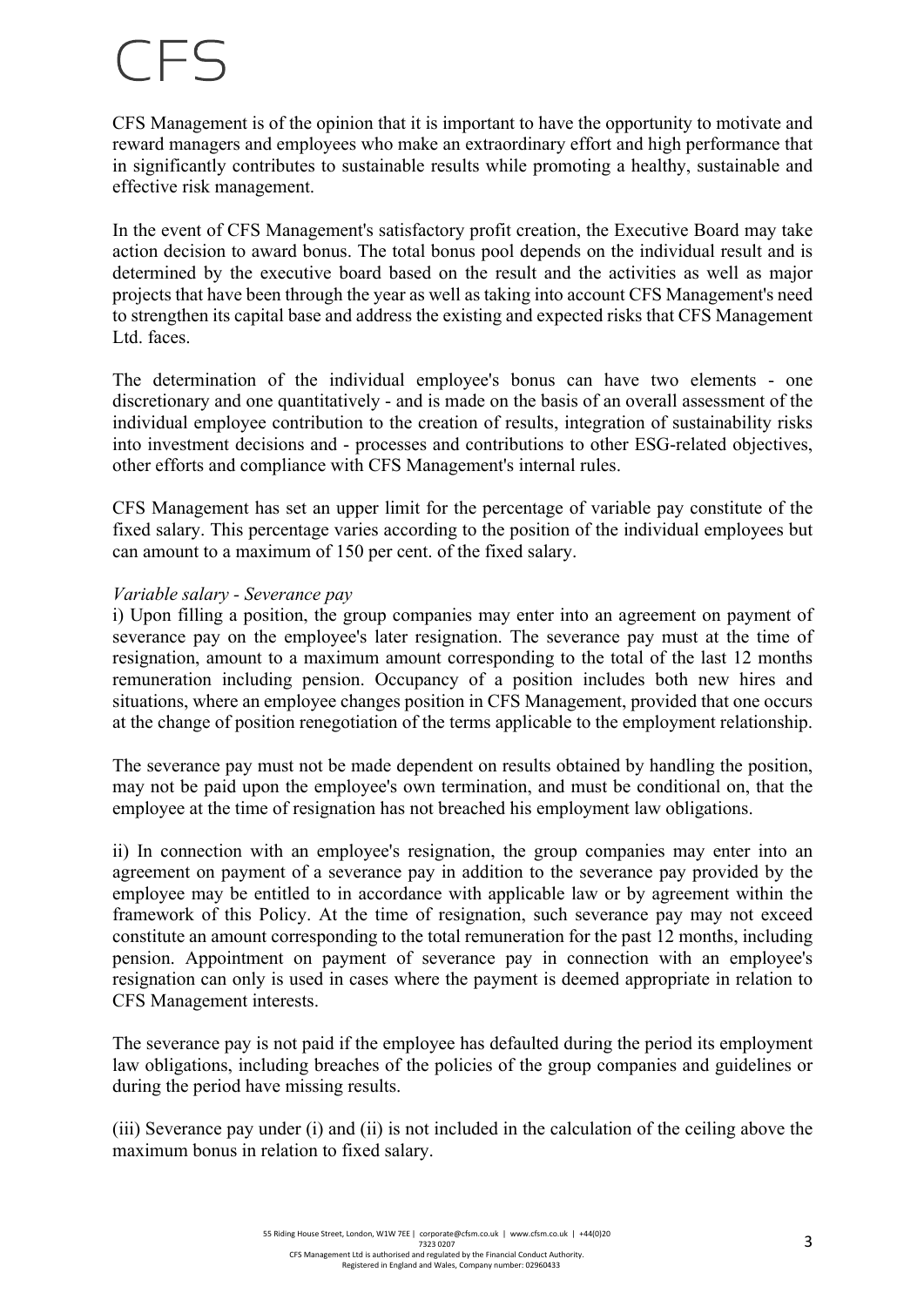CFS Management is of the opinion that it is important to have the opportunity to motivate and reward managers and employees who make an extraordinary effort and high performance that in significantly contributes to sustainable results while promoting a healthy, sustainable and effective risk management.

In the event of CFS Management's satisfactory profit creation, the Executive Board may take action decision to award bonus. The total bonus pool depends on the individual result and is determined by the executive board based on the result and the activities as well as major projects that have been through the year as well as taking into account CFS Management's need to strengthen its capital base and address the existing and expected risks that CFS Management Ltd. faces.

The determination of the individual employee's bonus can have two elements - one discretionary and one quantitatively - and is made on the basis of an overall assessment of the individual employee contribution to the creation of results, integration of sustainability risks into investment decisions and - processes and contributions to other ESG-related objectives, other efforts and compliance with CFS Management's internal rules.

CFS Management has set an upper limit for the percentage of variable pay constitute of the fixed salary. This percentage varies according to the position of the individual employees but can amount to a maximum of 150 per cent. of the fixed salary.

*Variable salary - Severance pay*

i) Upon filling a position, the group companies may enter into an agreement on payment of severance pay on the employee's later resignation. The severance pay must at the time of resignation, amount to a maximum amount corresponding to the total of the last 12 months remuneration including pension. Occupancy of a position includes both new hires and situations, where an employee changes position in CFS Management, provided that one occurs at the change of position renegotiation of the terms applicable to the employment relationship.

The severance pay must not be made dependent on results obtained by handling the position, may not be paid upon the employee's own termination, and must be conditional on, that the employee at the time of resignation has not breached his employment law obligations.

ii) In connection with an employee's resignation, the group companies may enter into an agreement on payment of a severance pay in addition to the severance pay provided by the employee may be entitled to in accordance with applicable law or by agreement within the framework of this Policy. At the time of resignation, such severance pay may not exceed constitute an amount corresponding to the total remuneration for the past 12 months, including pension. Appointment on payment of severance pay in connection with an employee's resignation can only is used in cases where the payment is deemed appropriate in relation to CFS Management interests.

The severance pay is not paid if the employee has defaulted during the period its employment law obligations, including breaches of the policies of the group companies and guidelines or during the period have missing results.

(iii) Severance pay under (i) and (ii) is not included in the calculation of the ceiling above the maximum bonus in relation to fixed salary.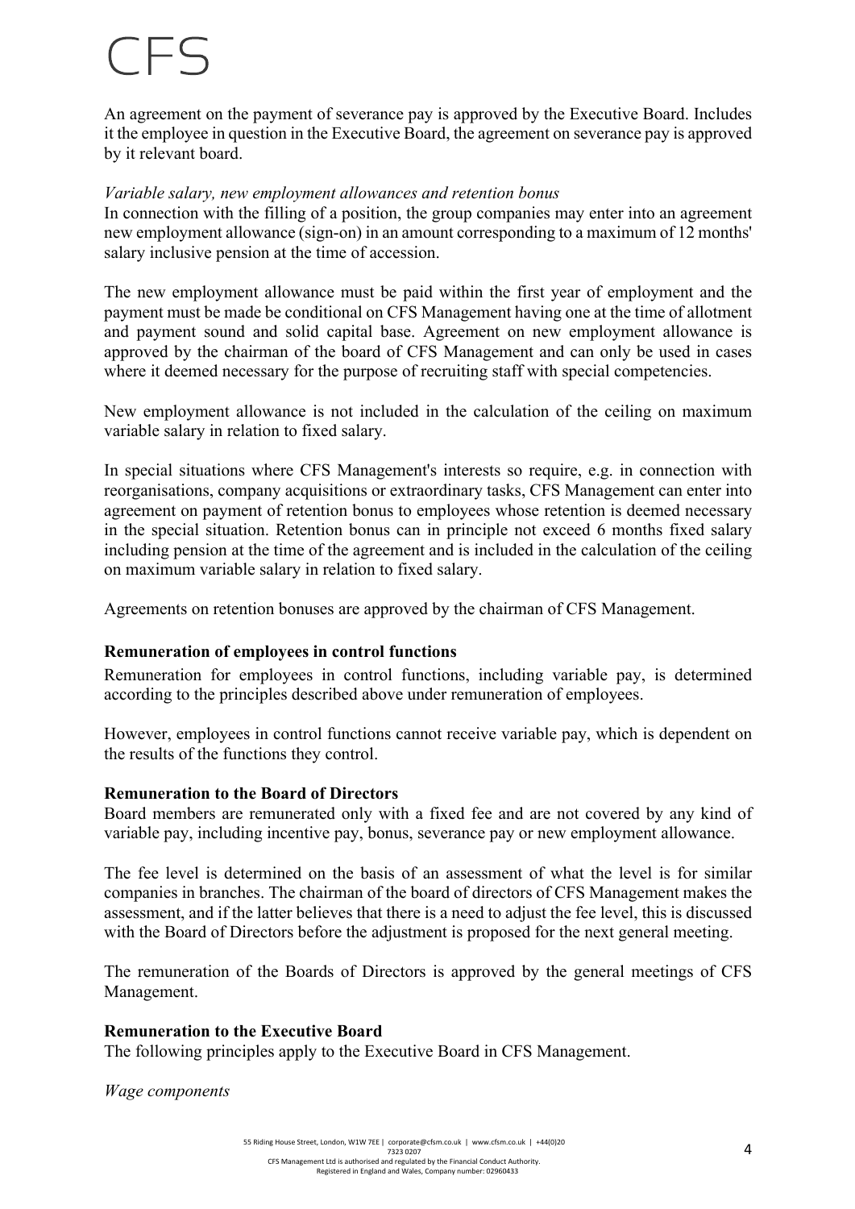An agreement on the payment of severance pay is approved by the Executive Board. Includes it the employee in question in the Executive Board, the agreement on severance pay is approved by it relevant board.

*Variable salary, new employment allowances and retention bonus*

In connection with the filling of a position, the group companies may enter into an agreement new employment allowance (sign-on) in an amount corresponding to a maximum of 12 months' salary inclusive pension at the time of accession.

The new employment allowance must be paid within the first year of employment and the payment must be made be conditional on CFS Management having one at the time of allotment and payment sound and solid capital base. Agreement on new employment allowance is approved by the chairman of the board of CFS Management and can only be used in cases where it deemed necessary for the purpose of recruiting staff with special competencies.

New employment allowance is not included in the calculation of the ceiling on maximum variable salary in relation to fixed salary.

In special situations where CFS Management's interests so require, e.g. in connection with reorganisations, company acquisitions or extraordinary tasks, CFS Management can enter into agreement on payment of retention bonus to employees whose retention is deemed necessary in the special situation. Retention bonus can in principle not exceed 6 months fixed salary including pension at the time of the agreement and is included in the calculation of the ceiling on maximum variable salary in relation to fixed salary.

Agreements on retention bonuses are approved by the chairman of CFS Management.

**Remuneration of employees in control functions**

Remuneration for employees in control functions, including variable pay, is determined according to the principles described above under remuneration of employees.

However, employees in control functions cannot receive variable pay, which is dependent on the results of the functions they control.

**Remuneration to the Board of Directors**

Board members are remunerated only with a fixed fee and are not covered by any kind of variable pay, including incentive pay, bonus, severance pay or new employment allowance.

The fee level is determined on the basis of an assessment of what the level is for similar companies in branches. The chairman of the board of directors of CFS Management makes the assessment, and if the latter believes that there is a need to adjust the fee level, this is discussed with the Board of Directors before the adjustment is proposed for the next general meeting.

The remuneration of the Boards of Directors is approved by the general meetings of CFS Management.

**Remuneration to the Executive Board**

The following principles apply to the Executive Board in CFS Management.

*Wage components*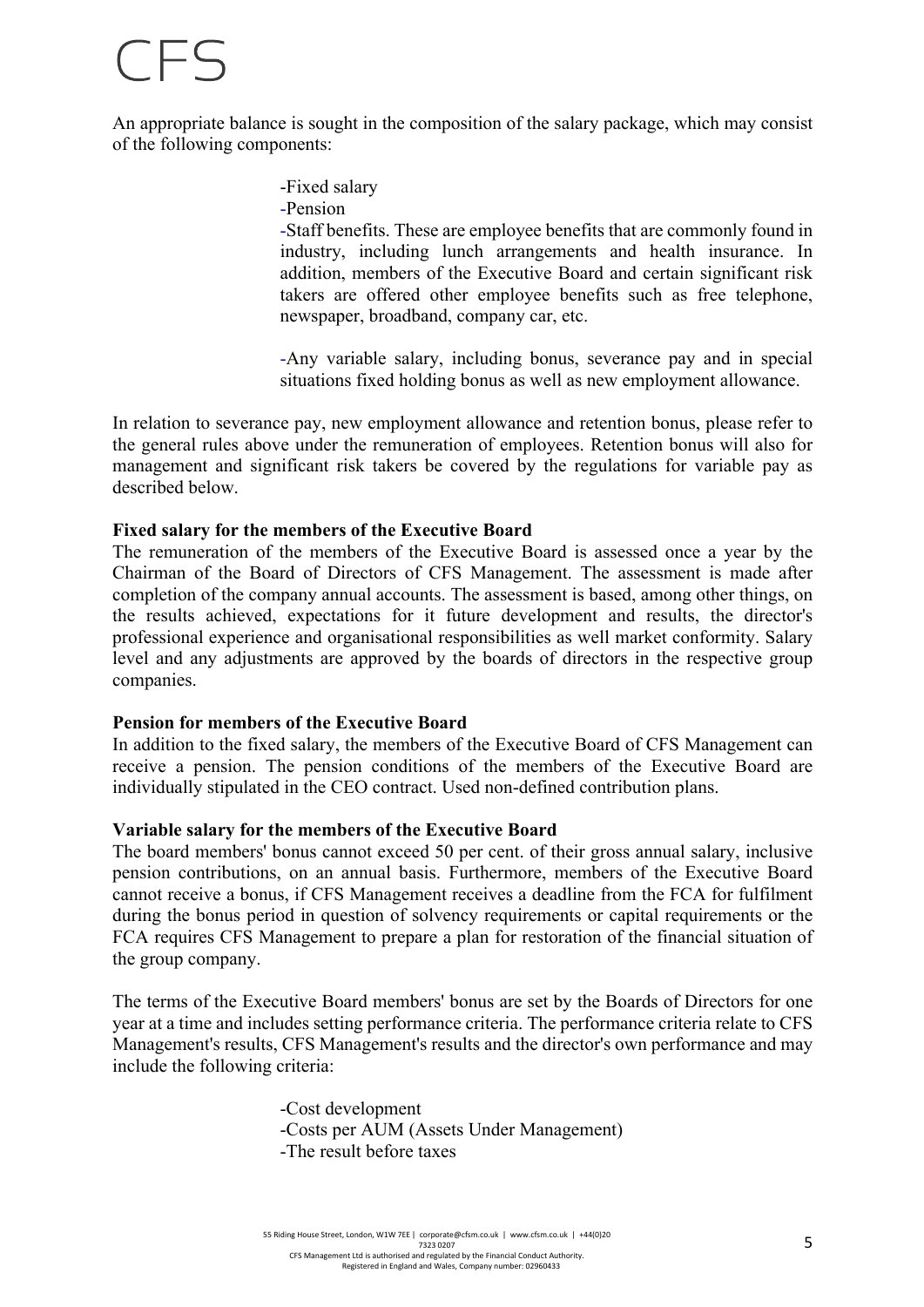An appropriate balance is sought in the composition of the salary package, which may consist of the following components:

- Fixed salary
- Pension
- Staff benefits. These are employee benefits that are commonly found in industry, including lunch arrangements and health insurance. In addition, members of the Executive Board and certain significant risk takers are offered other employee benefits such as free telephone, newspaper, broadband, company car, etc.
- Any variable salary, including bonus, severance pay and in special situations fixed holding bonus as well as new employment allowance.

In relation to severance pay, new employment allowance and retention bonus, please refer to the general rules above under the remuneration of employees. Retention bonus will also for management and significant risk takers be covered by the regulations for variable pay as described below.

**Fixed salary for the members of the Executive Board**

The remuneration of the members of the Executive Board is assessed once a year by the Chairman of the Board of Directors of CFS Management. The assessment is made after completion of the company annual accounts. The assessment is based, among other things, on the results achieved, expectations for it future development and results, the director's professional experience and organisational responsibilities as well market conformity. Salary level and any adjustments are approved by the boards of directors in the respective group companies.

**Pension for members of the Executive Board**

In addition to the fixed salary, the members of the Executive Board of CFS Management can receive a pension. The pension conditions of the members of the Executive Board are individually stipulated in the CEO contract. Used non-defined contribution plans.

**Variable salary for the members of the Executive Board**

The board members' bonus cannot exceed 50 per cent. of their gross annual salary, inclusive pension contributions, on an annual basis. Furthermore, members of the Executive Board cannot receive a bonus, if CFS Management receives a deadline from the FCA for fulfilment during the bonus period in question of solvency requirements or capital requirements or the FCA requires CFS Management to prepare a plan for restoration of the financial situation of the group company.

The terms of the Executive Board members' bonus are set by the Boards of Directors for one year at a time and includes setting performance criteria. The performance criteria relate to CFS Management's results, CFS Management's results and the director's own performance and may include the following criteria:

- Cost development
- Costs per AUM (Assets Under Management)
- The result before taxes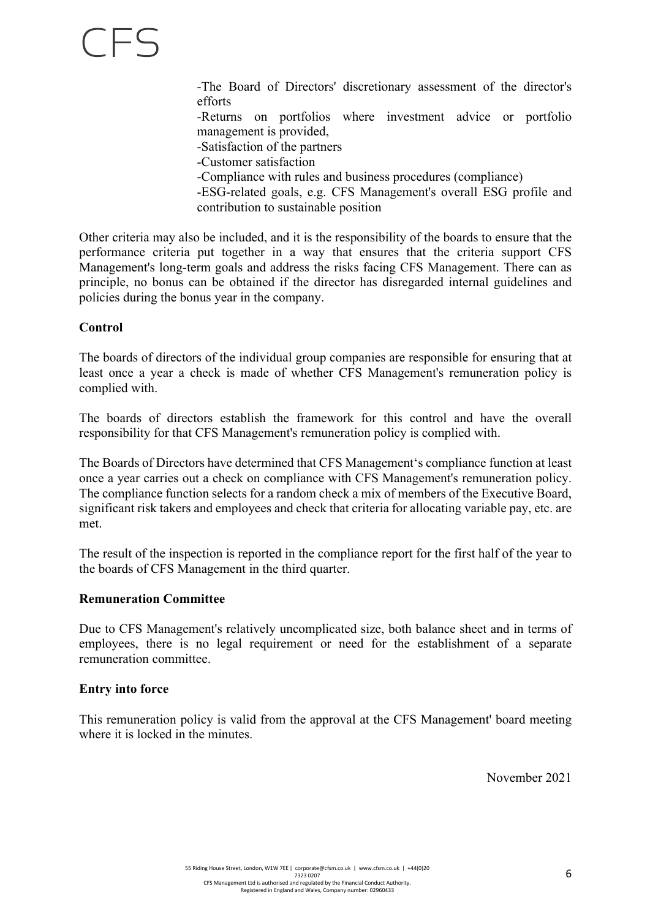-The Board of Directors' discretionary assessment of the director's efforts
-Returns on portfolios where investment advice or portfolio management is provided,
-Satisfaction of the partners
-Customer satisfaction
-Compliance with rules and business procedures (compliance)
-ESG-related goals, e.g. CFS Management's overall ESG profile and contribution to sustainable position

Other criteria may also be included, and it is the responsibility of the boards to ensure that the performance criteria put together in a way that ensures that the criteria support CFS Management's long-term goals and address the risks facing CFS Management. There can as principle, no bonus can be obtained if the director has disregarded internal guidelines and policies during the bonus year in the company.

**Control**

The boards of directors of the individual group companies are responsible for ensuring that at least once a year a check is made of whether CFS Management's remuneration policy is complied with.

The boards of directors establish the framework for this control and have the overall responsibility for that CFS Management's remuneration policy is complied with.

The Boards of Directors have determined that CFS Management's compliance function at least once a year carries out a check on compliance with CFS Management's remuneration policy. The compliance function selects for a random check a mix of members of the Executive Board, significant risk takers and employees and check that criteria for allocating variable pay, etc. are met.

The result of the inspection is reported in the compliance report for the first half of the year to the boards of CFS Management in the third quarter.

**Remuneration Committee**

Due to CFS Management's relatively uncomplicated size, both balance sheet and in terms of employees, there is no legal requirement or need for the establishment of a separate remuneration committee.

**Entry into force**

This remuneration policy is valid from the approval at the CFS Management' board meeting where it is locked in the minutes.

November 2021